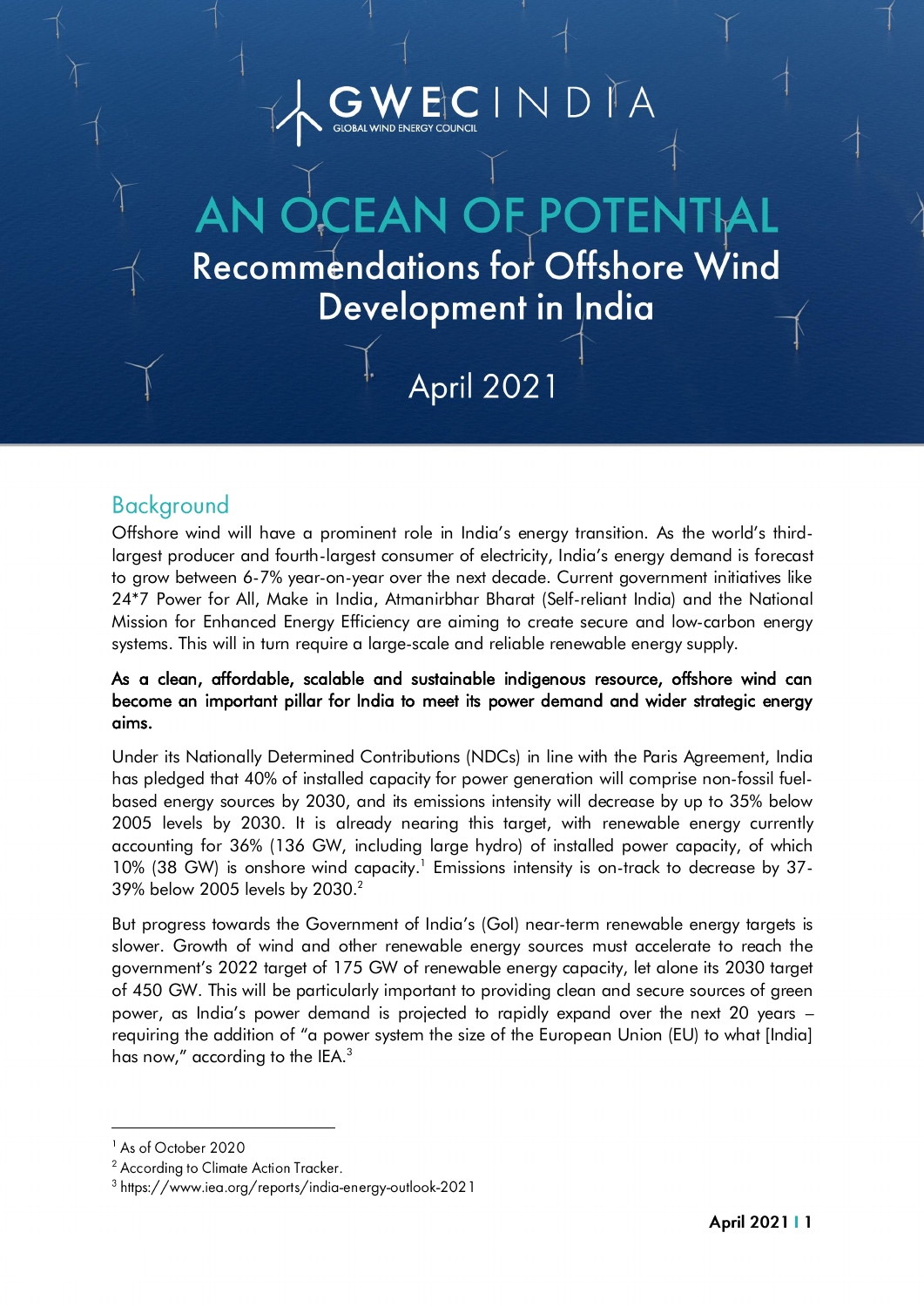GWEC INDIA
GLOBAL WIND ENERGY COUNCIL

# AN OCEAN OF POTENTIAL

## Recommendations for Offshore Wind Development in India

April 2021

## Background

Offshore wind will have a prominent role in India's energy transition. As the world's third-largest producer and fourth-largest consumer of electricity, India's energy demand is forecast to grow between 6-7% year-on-year over the next decade. Current government initiatives like 24*7 Power for All, Make in India, Atmanirbhar Bharat (Self-reliant India) and the National Mission for Enhanced Energy Efficiency are aiming to create secure and low-carbon energy systems. This will in turn require a large-scale and reliable renewable energy supply.

**As a clean, affordable, scalable and sustainable indigenous resource, offshore wind can become an important pillar for India to meet its power demand and wider strategic energy aims.**

Under its Nationally Determined Contributions (NDCs) in line with the Paris Agreement, India has pledged that 40% of installed capacity for power generation will comprise non-fossil fuel-based energy sources by 2030, and its emissions intensity will decrease by up to 35% below 2005 levels by 2030. It is already nearing this target, with renewable energy currently accounting for 36% (136 GW, including large hydro) of installed power capacity, of which 10% (38 GW) is onshore wind capacity.[1] Emissions intensity is on-track to decrease by 37-39% below 2005 levels by 2030.[2]

But progress towards the Government of India's (GoI) near-term renewable energy targets is slower. Growth of wind and other renewable energy sources must accelerate to reach the government's 2022 target of 175 GW of renewable energy capacity, let alone its 2030 target of 450 GW. This will be particularly important to providing clean and secure sources of green power, as India's power demand is projected to rapidly expand over the next 20 years – requiring the addition of "a power system the size of the European Union (EU) to what [India] has now," according to the IEA.[3]

---

[1] As of October 2020

[2] According to Climate Action Tracker.

[3] https://www.iea.org/reports/india-energy-outlook-2021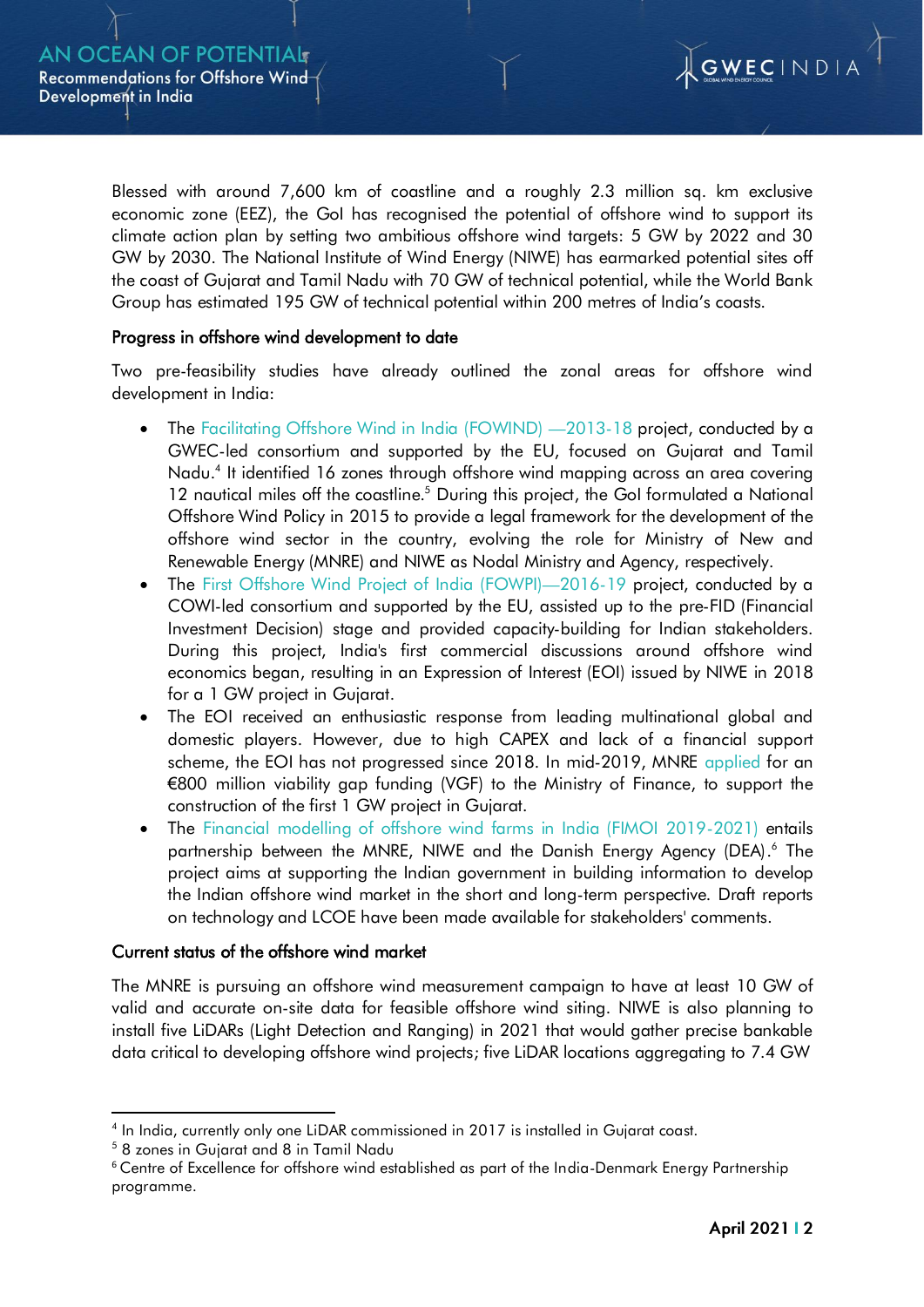Blessed with around 7,600 km of coastline and a roughly 2.3 million sq. km exclusive economic zone (EEZ), the GoI has recognised the potential of offshore wind to support its climate action plan by setting two ambitious offshore wind targets: 5 GW by 2022 and 30 GW by 2030. The National Institute of Wind Energy (NIWE) has earmarked potential sites off the coast of Gujarat and Tamil Nadu with 70 GW of technical potential, while the World Bank Group has estimated 195 GW of technical potential within 200 metres of India's coasts.

### Progress in offshore wind development to date

Two pre-feasibility studies have already outlined the zonal areas for offshore wind development in India:

- The Facilitating Offshore Wind in India (FOWIND) —2013-18 project, conducted by a GWEC-led consortium and supported by the EU, focused on Gujarat and Tamil Nadu.[4] It identified 16 zones through offshore wind mapping across an area covering 12 nautical miles off the coastline.[5] During this project, the GoI formulated a National Offshore Wind Policy in 2015 to provide a legal framework for the development of the offshore wind sector in the country, evolving the role for Ministry of New and Renewable Energy (MNRE) and NIWE as Nodal Ministry and Agency, respectively.
- The First Offshore Wind Project of India (FOWPI)—2016-19 project, conducted by a COWI-led consortium and supported by the EU, assisted up to the pre-FID (Financial Investment Decision) stage and provided capacity-building for Indian stakeholders. During this project, India's first commercial discussions around offshore wind economics began, resulting in an Expression of Interest (EOI) issued by NIWE in 2018 for a 1 GW project in Gujarat.
- The EOI received an enthusiastic response from leading multinational global and domestic players. However, due to high CAPEX and lack of a financial support scheme, the EOI has not progressed since 2018. In mid-2019, MNRE applied for an €800 million viability gap funding (VGF) to the Ministry of Finance, to support the construction of the first 1 GW project in Gujarat.
- The Financial modelling of offshore wind farms in India (FIMOI 2019-2021) entails partnership between the MNRE, NIWE and the Danish Energy Agency (DEA).[6] The project aims at supporting the Indian government in building information to develop the Indian offshore wind market in the short and long-term perspective. Draft reports on technology and LCOE have been made available for stakeholders' comments.

### Current status of the offshore wind market

The MNRE is pursuing an offshore wind measurement campaign to have at least 10 GW of valid and accurate on-site data for feasible offshore wind siting. NIWE is also planning to install five LiDARs (Light Detection and Ranging) in 2021 that would gather precise bankable data critical to developing offshore wind projects; five LiDAR locations aggregating to 7.4 GW

---

[4] In India, currently only one LiDAR commissioned in 2017 is installed in Gujarat coast.

[5] 8 zones in Gujarat and 8 in Tamil Nadu

[6] Centre of Excellence for offshore wind established as part of the India-Denmark Energy Partnership programme.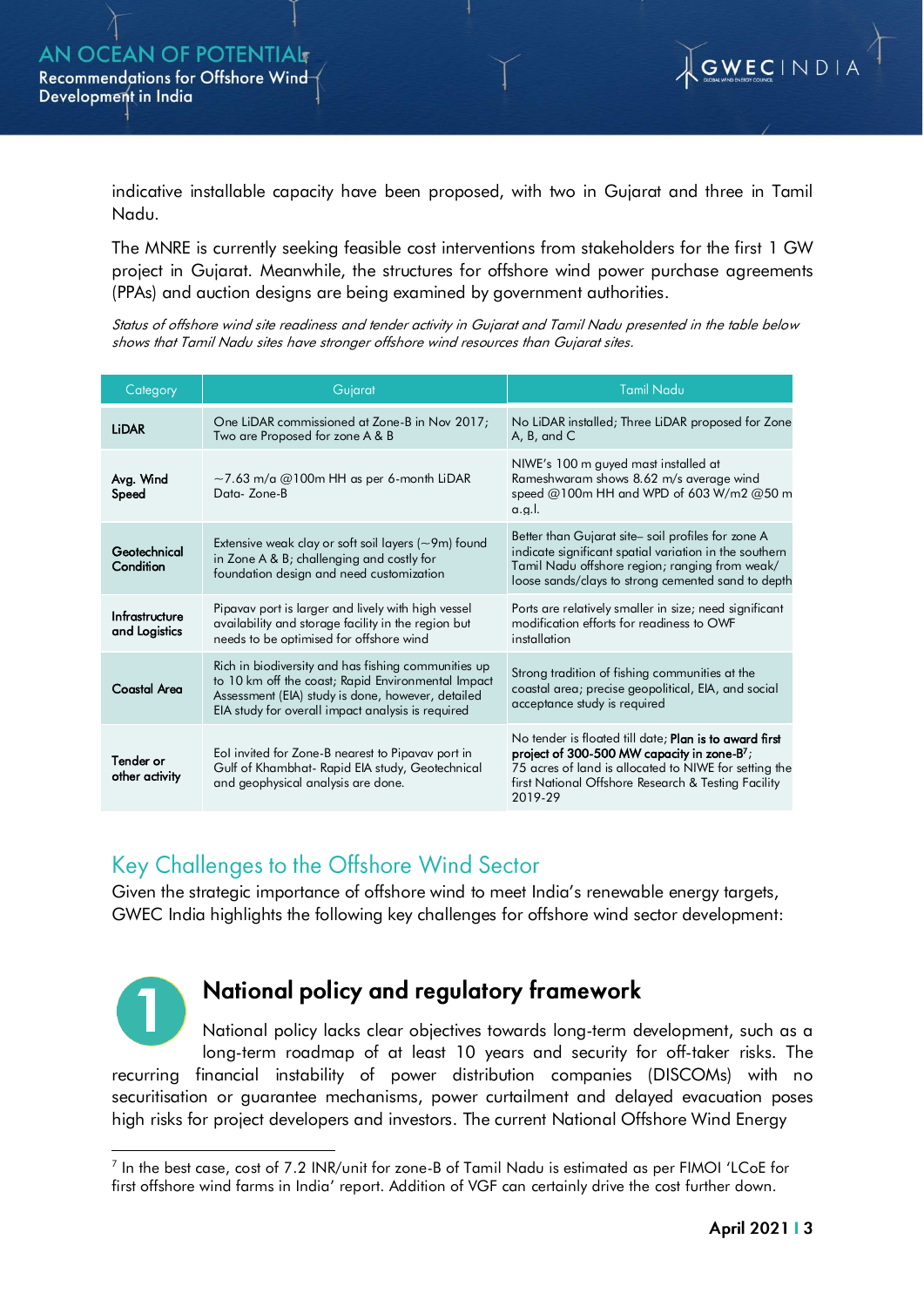indicative installable capacity have been proposed, with two in Gujarat and three in Tamil Nadu.

The MNRE is currently seeking feasible cost interventions from stakeholders for the first 1 GW project in Gujarat. Meanwhile, the structures for offshore wind power purchase agreements (PPAs) and auction designs are being examined by government authorities.

*Status of offshore wind site readiness and tender activity in Gujarat and Tamil Nadu presented in the table below shows that Tamil Nadu sites have stronger offshore wind resources than Gujarat sites.*

| Category | Gujarat | Tamil Nadu |
|---|---|---|
| **LiDAR** | One LiDAR commissioned at Zone-B in Nov 2017; Two are Proposed for zone A & B | No LiDAR installed; Three LiDAR proposed for Zone A, B, and C |
| **Avg. Wind Speed** | ~7.63 m/a @100m HH as per 6-month LiDAR Data- Zone-B | NIWE's 100 m guyed mast installed at Rameshwaram shows 8.62 m/s average wind speed @100m HH and WPD of 603 W/m2 @50 m a.g.l. |
| **Geotechnical Condition** | Extensive weak clay or soft soil layers (~9m) found in Zone A & B; challenging and costly for foundation design and need customization | Better than Gujarat site– soil profiles for zone A indicate significant spatial variation in the southern Tamil Nadu offshore region; ranging from weak/ loose sands/clays to strong cemented sand to depth |
| **Infrastructure and Logistics** | Pipavav port is larger and lively with high vessel availability and storage facility in the region but needs to be optimised for offshore wind | Ports are relatively smaller in size; need significant modification efforts for readiness to OWF installation |
| **Coastal Area** | Rich in biodiversity and has fishing communities up to 10 km off the coast; Rapid Environmental Impact Assessment (EIA) study is done, however, detailed EIA study for overall impact analysis is required | Strong tradition of fishing communities at the coastal area; precise geopolitical, EIA, and social acceptance study is required |
| **Tender or other activity** | EoI invited for Zone-B nearest to Pipavav port in Gulf of Khambhat- Rapid EIA study, Geotechnical and geophysical analysis are done. | No tender is floated till date; **Plan is to award first project of 300-500 MW capacity in zone-B**[7]; 75 acres of land is allocated to NIWE for setting the first National Offshore Research & Testing Facility 2019-29 |

## Key Challenges to the Offshore Wind Sector

Given the strategic importance of offshore wind to meet India's renewable energy targets, GWEC India highlights the following key challenges for offshore wind sector development:

### 1 National policy and regulatory framework

National policy lacks clear objectives towards long-term development, such as a long-term roadmap of at least 10 years and security for off-taker risks. The recurring financial instability of power distribution companies (DISCOMs) with no securitisation or guarantee mechanisms, power curtailment and delayed evacuation poses high risks for project developers and investors. The current National Offshore Wind Energy

[7] In the best case, cost of 7.2 INR/unit for zone-B of Tamil Nadu is estimated as per FIMOI 'LCoE for first offshore wind farms in India' report. Addition of VGF can certainly drive the cost further down.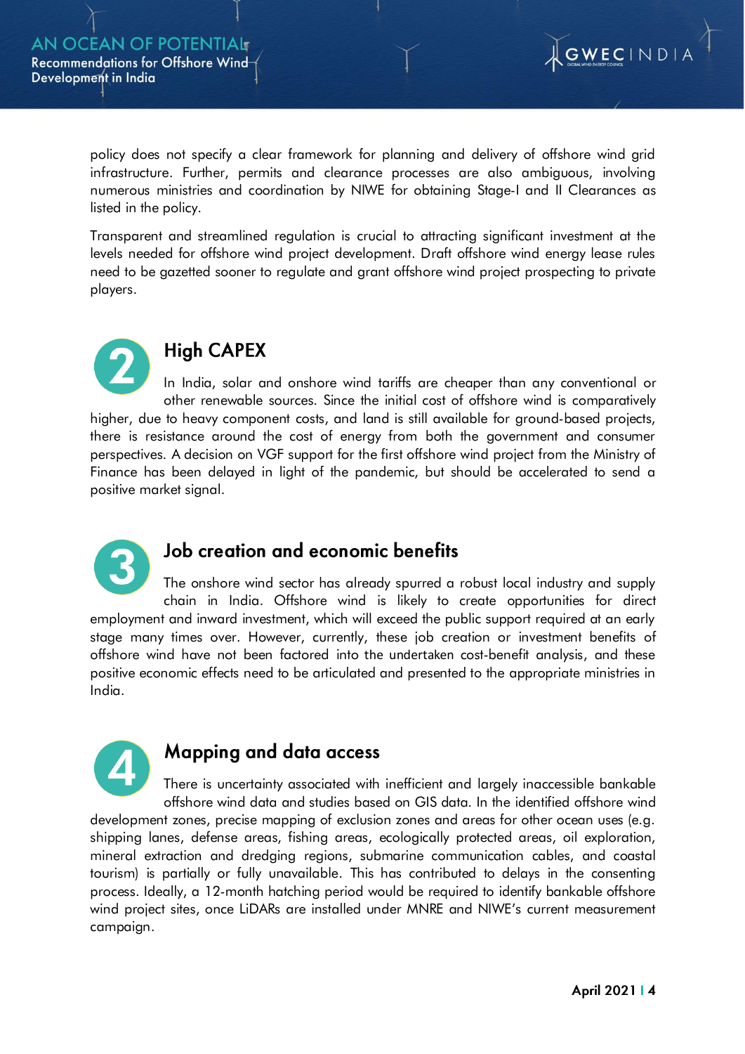policy does not specify a clear framework for planning and delivery of offshore wind grid infrastructure. Further, permits and clearance processes are also ambiguous, involving numerous ministries and coordination by NIWE for obtaining Stage-I and II Clearances as listed in the policy.

Transparent and streamlined regulation is crucial to attracting significant investment at the levels needed for offshore wind project development. Draft offshore wind energy lease rules need to be gazetted sooner to regulate and grant offshore wind project prospecting to private players.

## 2 High CAPEX

In India, solar and onshore wind tariffs are cheaper than any conventional or other renewable sources. Since the initial cost of offshore wind is comparatively higher, due to heavy component costs, and land is still available for ground-based projects, there is resistance around the cost of energy from both the government and consumer perspectives. A decision on VGF support for the first offshore wind project from the Ministry of Finance has been delayed in light of the pandemic, but should be accelerated to send a positive market signal.

## 3 Job creation and economic benefits

The onshore wind sector has already spurred a robust local industry and supply chain in India. Offshore wind is likely to create opportunities for direct employment and inward investment, which will exceed the public support required at an early stage many times over. However, currently, these job creation or investment benefits of offshore wind have not been factored into the undertaken cost-benefit analysis, and these positive economic effects need to be articulated and presented to the appropriate ministries in India.

## 4 Mapping and data access

There is uncertainty associated with inefficient and largely inaccessible bankable offshore wind data and studies based on GIS data. In the identified offshore wind development zones, precise mapping of exclusion zones and areas for other ocean uses (e.g. shipping lanes, defense areas, fishing areas, ecologically protected areas, oil exploration, mineral extraction and dredging regions, submarine communication cables, and coastal tourism) is partially or fully unavailable. This has contributed to delays in the consenting process. Ideally, a 12-month hatching period would be required to identify bankable offshore wind project sites, once LiDARs are installed under MNRE and NIWE's current measurement campaign.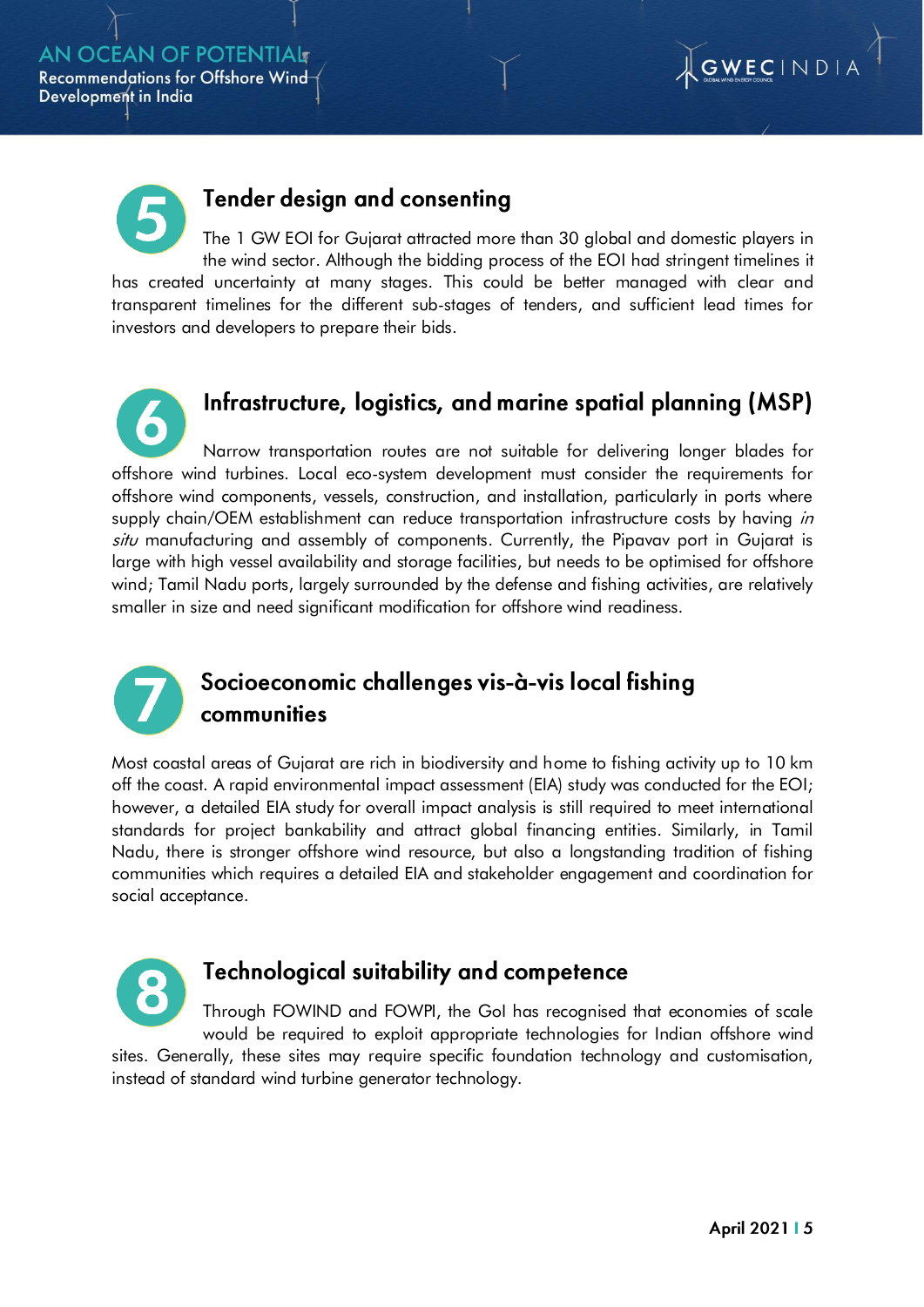## 5 Tender design and consenting

The 1 GW EOI for Gujarat attracted more than 30 global and domestic players in the wind sector. Although the bidding process of the EOI had stringent timelines it has created uncertainty at many stages. This could be better managed with clear and transparent timelines for the different sub-stages of tenders, and sufficient lead times for investors and developers to prepare their bids.

## 6 Infrastructure, logistics, and marine spatial planning (MSP)

Narrow transportation routes are not suitable for delivering longer blades for offshore wind turbines. Local eco-system development must consider the requirements for offshore wind components, vessels, construction, and installation, particularly in ports where supply chain/OEM establishment can reduce transportation infrastructure costs by having *in situ* manufacturing and assembly of components. Currently, the Pipavav port in Gujarat is large with high vessel availability and storage facilities, but needs to be optimised for offshore wind; Tamil Nadu ports, largely surrounded by the defense and fishing activities, are relatively smaller in size and need significant modification for offshore wind readiness.

## 7 Socioeconomic challenges vis-à-vis local fishing communities

Most coastal areas of Gujarat are rich in biodiversity and home to fishing activity up to 10 km off the coast. A rapid environmental impact assessment (EIA) study was conducted for the EOI; however, a detailed EIA study for overall impact analysis is still required to meet international standards for project bankability and attract global financing entities. Similarly, in Tamil Nadu, there is stronger offshore wind resource, but also a longstanding tradition of fishing communities which requires a detailed EIA and stakeholder engagement and coordination for social acceptance.

## 8 Technological suitability and competence

Through FOWIND and FOWPI, the GoI has recognised that economies of scale would be required to exploit appropriate technologies for Indian offshore wind sites. Generally, these sites may require specific foundation technology and customisation, instead of standard wind turbine generator technology.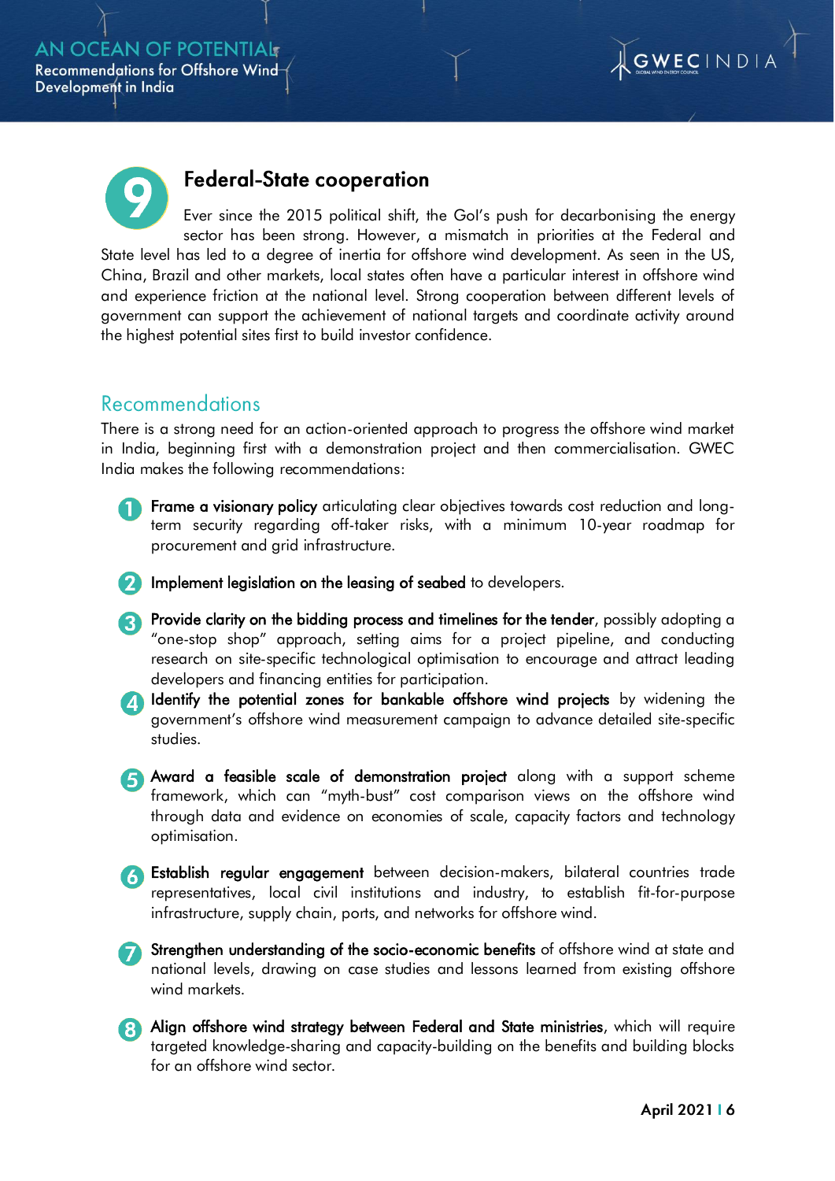## 9 Federal-State cooperation

Ever since the 2015 political shift, the GoI's push for decarbonising the energy sector has been strong. However, a mismatch in priorities at the Federal and State level has led to a degree of inertia for offshore wind development. As seen in the US, China, Brazil and other markets, local states often have a particular interest in offshore wind and experience friction at the national level. Strong cooperation between different levels of government can support the achievement of national targets and coordinate activity around the highest potential sites first to build investor confidence.

## Recommendations

There is a strong need for an action-oriented approach to progress the offshore wind market in India, beginning first with a demonstration project and then commercialisation. GWEC India makes the following recommendations:

1. **Frame a visionary policy** articulating clear objectives towards cost reduction and long-term security regarding off-taker risks, with a minimum 10-year roadmap for procurement and grid infrastructure.
2. **Implement legislation on the leasing of seabed** to developers.
3. **Provide clarity on the bidding process and timelines for the tender**, possibly adopting a "one-stop shop" approach, setting aims for a project pipeline, and conducting research on site-specific technological optimisation to encourage and attract leading developers and financing entities for participation.
4. **Identify the potential zones for bankable offshore wind projects** by widening the government's offshore wind measurement campaign to advance detailed site-specific studies.
5. **Award a feasible scale of demonstration project** along with a support scheme framework, which can "myth-bust" cost comparison views on the offshore wind through data and evidence on economies of scale, capacity factors and technology optimisation.
6. **Establish regular engagement** between decision-makers, bilateral countries trade representatives, local civil institutions and industry, to establish fit-for-purpose infrastructure, supply chain, ports, and networks for offshore wind.
7. **Strengthen understanding of the socio-economic benefits** of offshore wind at state and national levels, drawing on case studies and lessons learned from existing offshore wind markets.
8. **Align offshore wind strategy between Federal and State ministries**, which will require targeted knowledge-sharing and capacity-building on the benefits and building blocks for an offshore wind sector.